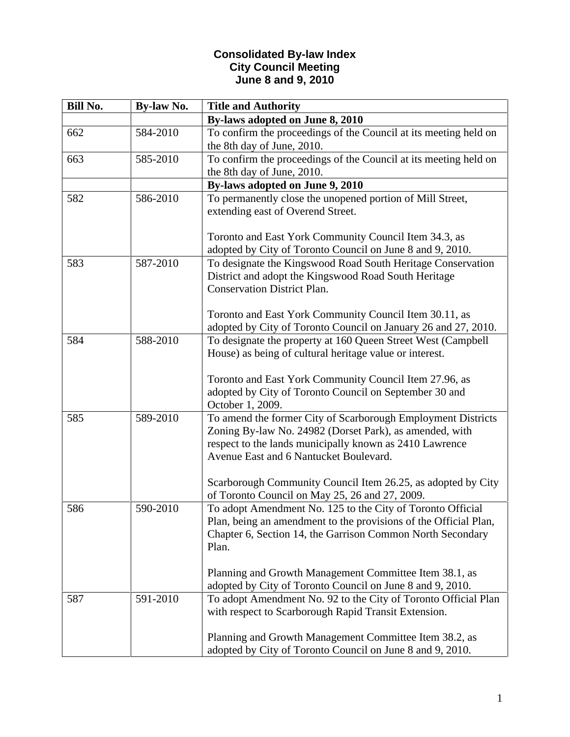# Consolidated By-law Index
## City Council Meeting
## June 8 and 9, 2010

| Bill No. | By-law No. | Title and Authority |
|---|---|---|
| | | **By-laws adopted on June 8, 2010** |
| 662 | 584-2010 | To confirm the proceedings of the Council at its meeting held on the 8th day of June, 2010. |
| 663 | 585-2010 | To confirm the proceedings of the Council at its meeting held on the 8th day of June, 2010. |
| | | **By-laws adopted on June 9, 2010** |
| 582 | 586-2010 | To permanently close the unopened portion of Mill Street, extending east of Overend Street.<br><br>Toronto and East York Community Council Item 34.3, as adopted by City of Toronto Council on June 8 and 9, 2010. |
| 583 | 587-2010 | To designate the Kingswood Road South Heritage Conservation District and adopt the Kingswood Road South Heritage Conservation District Plan.<br><br>Toronto and East York Community Council Item 30.11, as adopted by City of Toronto Council on January 26 and 27, 2010. |
| 584 | 588-2010 | To designate the property at 160 Queen Street West (Campbell House) as being of cultural heritage value or interest.<br><br>Toronto and East York Community Council Item 27.96, as adopted by City of Toronto Council on September 30 and October 1, 2009. |
| 585 | 589-2010 | To amend the former City of Scarborough Employment Districts Zoning By-law No. 24982 (Dorset Park), as amended, with respect to the lands municipally known as 2410 Lawrence Avenue East and 6 Nantucket Boulevard.<br><br>Scarborough Community Council Item 26.25, as adopted by City of Toronto Council on May 25, 26 and 27, 2009. |
| 586 | 590-2010 | To adopt Amendment No. 125 to the City of Toronto Official Plan, being an amendment to the provisions of the Official Plan, Chapter 6, Section 14, the Garrison Common North Secondary Plan.<br><br>Planning and Growth Management Committee Item 38.1, as adopted by City of Toronto Council on June 8 and 9, 2010. |
| 587 | 591-2010 | To adopt Amendment No. 92 to the City of Toronto Official Plan with respect to Scarborough Rapid Transit Extension.<br><br>Planning and Growth Management Committee Item 38.2, as adopted by City of Toronto Council on June 8 and 9, 2010. |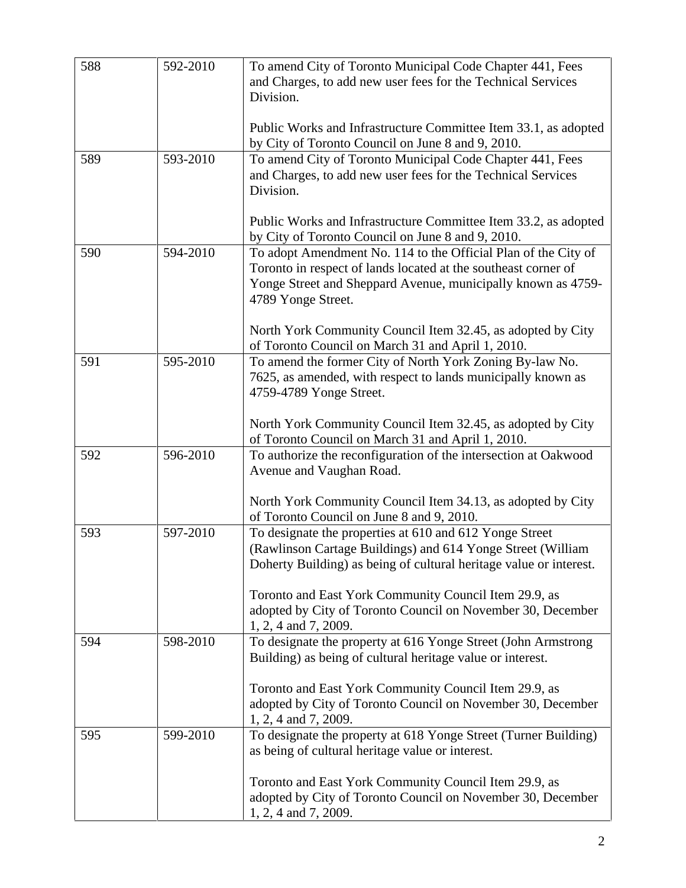| | | |
|---|---|---|
| 588 | 592-2010 | To amend City of Toronto Municipal Code Chapter 441, Fees and Charges, to add new user fees for the Technical Services Division.<br><br>Public Works and Infrastructure Committee Item 33.1, as adopted by City of Toronto Council on June 8 and 9, 2010. |
| 589 | 593-2010 | To amend City of Toronto Municipal Code Chapter 441, Fees and Charges, to add new user fees for the Technical Services Division.<br><br>Public Works and Infrastructure Committee Item 33.2, as adopted by City of Toronto Council on June 8 and 9, 2010. |
| 590 | 594-2010 | To adopt Amendment No. 114 to the Official Plan of the City of Toronto in respect of lands located at the southeast corner of Yonge Street and Sheppard Avenue, municipally known as 4759-4789 Yonge Street.<br><br>North York Community Council Item 32.45, as adopted by City of Toronto Council on March 31 and April 1, 2010. |
| 591 | 595-2010 | To amend the former City of North York Zoning By-law No. 7625, as amended, with respect to lands municipally known as 4759-4789 Yonge Street.<br><br>North York Community Council Item 32.45, as adopted by City of Toronto Council on March 31 and April 1, 2010. |
| 592 | 596-2010 | To authorize the reconfiguration of the intersection at Oakwood Avenue and Vaughan Road.<br><br>North York Community Council Item 34.13, as adopted by City of Toronto Council on June 8 and 9, 2010. |
| 593 | 597-2010 | To designate the properties at 610 and 612 Yonge Street (Rawlinson Cartage Buildings) and 614 Yonge Street (William Doherty Building) as being of cultural heritage value or interest.<br><br>Toronto and East York Community Council Item 29.9, as adopted by City of Toronto Council on November 30, December 1, 2, 4 and 7, 2009. |
| 594 | 598-2010 | To designate the property at 616 Yonge Street (John Armstrong Building) as being of cultural heritage value or interest.<br><br>Toronto and East York Community Council Item 29.9, as adopted by City of Toronto Council on November 30, December 1, 2, 4 and 7, 2009. |
| 595 | 599-2010 | To designate the property at 618 Yonge Street (Turner Building) as being of cultural heritage value or interest.<br><br>Toronto and East York Community Council Item 29.9, as adopted by City of Toronto Council on November 30, December 1, 2, 4 and 7, 2009. |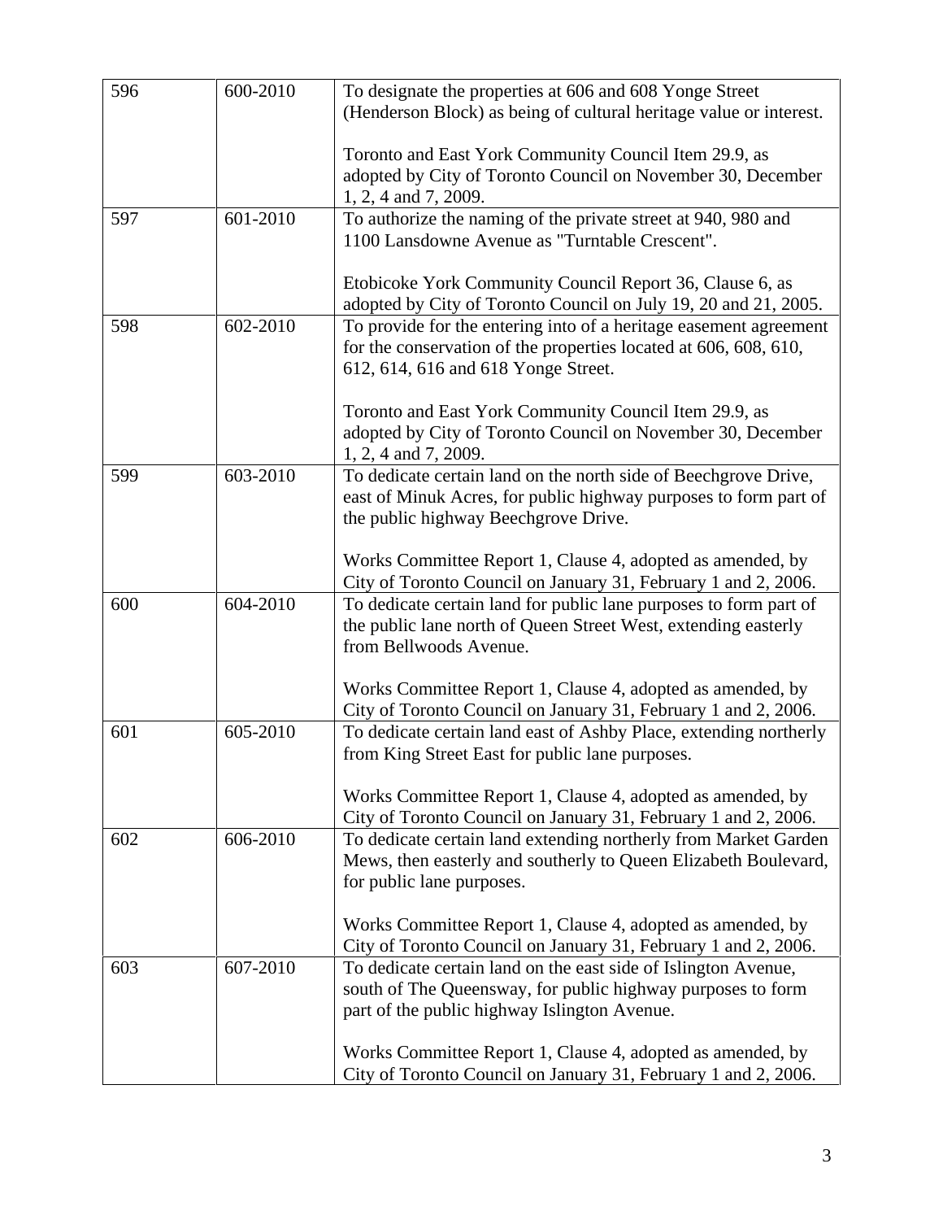| | | |
|---|---|---|
| 596 | 600-2010 | To designate the properties at 606 and 608 Yonge Street (Henderson Block) as being of cultural heritage value or interest.<br><br>Toronto and East York Community Council Item 29.9, as adopted by City of Toronto Council on November 30, December 1, 2, 4 and 7, 2009. |
| 597 | 601-2010 | To authorize the naming of the private street at 940, 980 and 1100 Lansdowne Avenue as "Turntable Crescent".<br><br>Etobicoke York Community Council Report 36, Clause 6, as adopted by City of Toronto Council on July 19, 20 and 21, 2005. |
| 598 | 602-2010 | To provide for the entering into of a heritage easement agreement for the conservation of the properties located at 606, 608, 610, 612, 614, 616 and 618 Yonge Street.<br><br>Toronto and East York Community Council Item 29.9, as adopted by City of Toronto Council on November 30, December 1, 2, 4 and 7, 2009. |
| 599 | 603-2010 | To dedicate certain land on the north side of Beechgrove Drive, east of Minuk Acres, for public highway purposes to form part of the public highway Beechgrove Drive.<br><br>Works Committee Report 1, Clause 4, adopted as amended, by City of Toronto Council on January 31, February 1 and 2, 2006. |
| 600 | 604-2010 | To dedicate certain land for public lane purposes to form part of the public lane north of Queen Street West, extending easterly from Bellwoods Avenue.<br><br>Works Committee Report 1, Clause 4, adopted as amended, by City of Toronto Council on January 31, February 1 and 2, 2006. |
| 601 | 605-2010 | To dedicate certain land east of Ashby Place, extending northerly from King Street East for public lane purposes.<br><br>Works Committee Report 1, Clause 4, adopted as amended, by City of Toronto Council on January 31, February 1 and 2, 2006. |
| 602 | 606-2010 | To dedicate certain land extending northerly from Market Garden Mews, then easterly and southerly to Queen Elizabeth Boulevard, for public lane purposes.<br><br>Works Committee Report 1, Clause 4, adopted as amended, by City of Toronto Council on January 31, February 1 and 2, 2006. |
| 603 | 607-2010 | To dedicate certain land on the east side of Islington Avenue, south of The Queensway, for public highway purposes to form part of the public highway Islington Avenue.<br><br>Works Committee Report 1, Clause 4, adopted as amended, by City of Toronto Council on January 31, February 1 and 2, 2006. |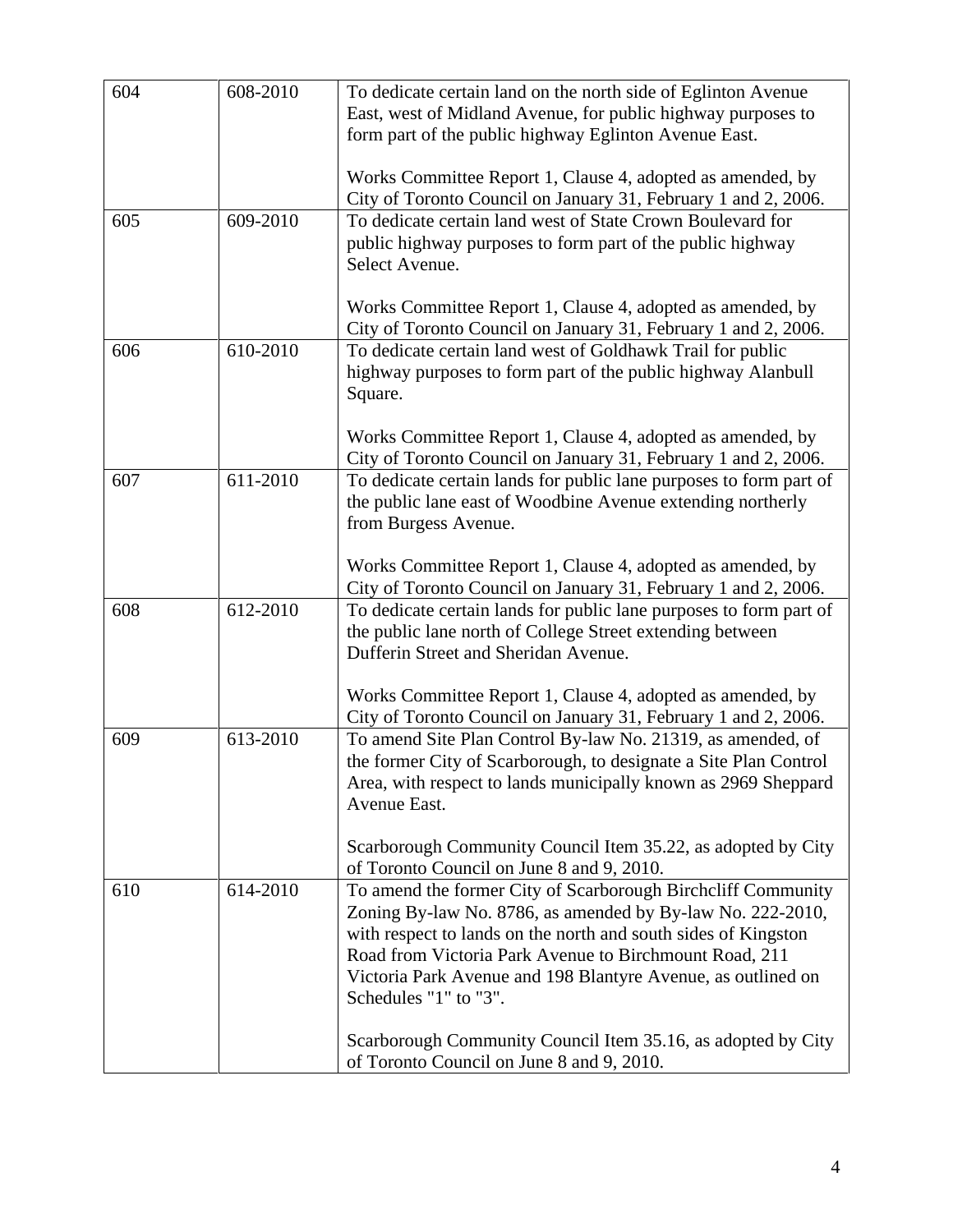| 604 | 608-2010 | To dedicate certain land on the north side of Eglinton Avenue East, west of Midland Avenue, for public highway purposes to form part of the public highway Eglinton Avenue East.<br><br>Works Committee Report 1, Clause 4, adopted as amended, by City of Toronto Council on January 31, February 1 and 2, 2006. |
|---|---|---|
| 605 | 609-2010 | To dedicate certain land west of State Crown Boulevard for public highway purposes to form part of the public highway Select Avenue.<br><br>Works Committee Report 1, Clause 4, adopted as amended, by City of Toronto Council on January 31, February 1 and 2, 2006. |
| 606 | 610-2010 | To dedicate certain land west of Goldhawk Trail for public highway purposes to form part of the public highway Alanbull Square.<br><br>Works Committee Report 1, Clause 4, adopted as amended, by City of Toronto Council on January 31, February 1 and 2, 2006. |
| 607 | 611-2010 | To dedicate certain lands for public lane purposes to form part of the public lane east of Woodbine Avenue extending northerly from Burgess Avenue.<br><br>Works Committee Report 1, Clause 4, adopted as amended, by City of Toronto Council on January 31, February 1 and 2, 2006. |
| 608 | 612-2010 | To dedicate certain lands for public lane purposes to form part of the public lane north of College Street extending between Dufferin Street and Sheridan Avenue.<br><br>Works Committee Report 1, Clause 4, adopted as amended, by City of Toronto Council on January 31, February 1 and 2, 2006. |
| 609 | 613-2010 | To amend Site Plan Control By-law No. 21319, as amended, of the former City of Scarborough, to designate a Site Plan Control Area, with respect to lands municipally known as 2969 Sheppard Avenue East.<br><br>Scarborough Community Council Item 35.22, as adopted by City of Toronto Council on June 8 and 9, 2010. |
| 610 | 614-2010 | To amend the former City of Scarborough Birchcliff Community Zoning By-law No. 8786, as amended by By-law No. 222-2010, with respect to lands on the north and south sides of Kingston Road from Victoria Park Avenue to Birchmount Road, 211 Victoria Park Avenue and 198 Blantyre Avenue, as outlined on Schedules "1" to "3".<br><br>Scarborough Community Council Item 35.16, as adopted by City of Toronto Council on June 8 and 9, 2010. |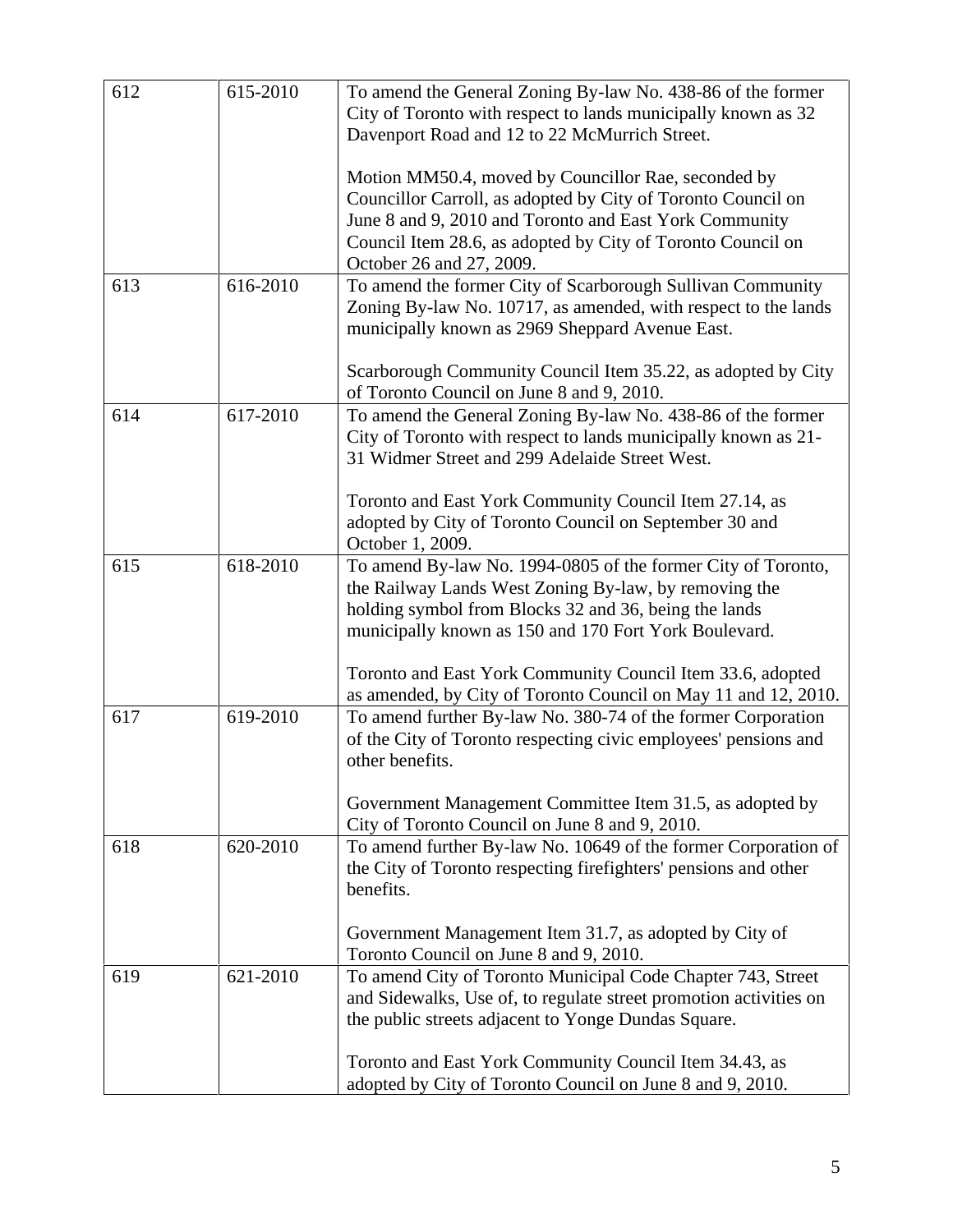| | | |
|---|---|---|
| 612 | 615-2010 | To amend the General Zoning By-law No. 438-86 of the former City of Toronto with respect to lands municipally known as 32 Davenport Road and 12 to 22 McMurrich Street.<br><br>Motion MM50.4, moved by Councillor Rae, seconded by Councillor Carroll, as adopted by City of Toronto Council on June 8 and 9, 2010 and Toronto and East York Community Council Item 28.6, as adopted by City of Toronto Council on October 26 and 27, 2009. |
| 613 | 616-2010 | To amend the former City of Scarborough Sullivan Community Zoning By-law No. 10717, as amended, with respect to the lands municipally known as 2969 Sheppard Avenue East.<br><br>Scarborough Community Council Item 35.22, as adopted by City of Toronto Council on June 8 and 9, 2010. |
| 614 | 617-2010 | To amend the General Zoning By-law No. 438-86 of the former City of Toronto with respect to lands municipally known as 21-31 Widmer Street and 299 Adelaide Street West.<br><br>Toronto and East York Community Council Item 27.14, as adopted by City of Toronto Council on September 30 and October 1, 2009. |
| 615 | 618-2010 | To amend By-law No. 1994-0805 of the former City of Toronto, the Railway Lands West Zoning By-law, by removing the holding symbol from Blocks 32 and 36, being the lands municipally known as 150 and 170 Fort York Boulevard.<br><br>Toronto and East York Community Council Item 33.6, adopted as amended, by City of Toronto Council on May 11 and 12, 2010. |
| 617 | 619-2010 | To amend further By-law No. 380-74 of the former Corporation of the City of Toronto respecting civic employees' pensions and other benefits.<br><br>Government Management Committee Item 31.5, as adopted by City of Toronto Council on June 8 and 9, 2010. |
| 618 | 620-2010 | To amend further By-law No. 10649 of the former Corporation of the City of Toronto respecting firefighters' pensions and other benefits.<br><br>Government Management Item 31.7, as adopted by City of Toronto Council on June 8 and 9, 2010. |
| 619 | 621-2010 | To amend City of Toronto Municipal Code Chapter 743, Street and Sidewalks, Use of, to regulate street promotion activities on the public streets adjacent to Yonge Dundas Square.<br><br>Toronto and East York Community Council Item 34.43, as adopted by City of Toronto Council on June 8 and 9, 2010. |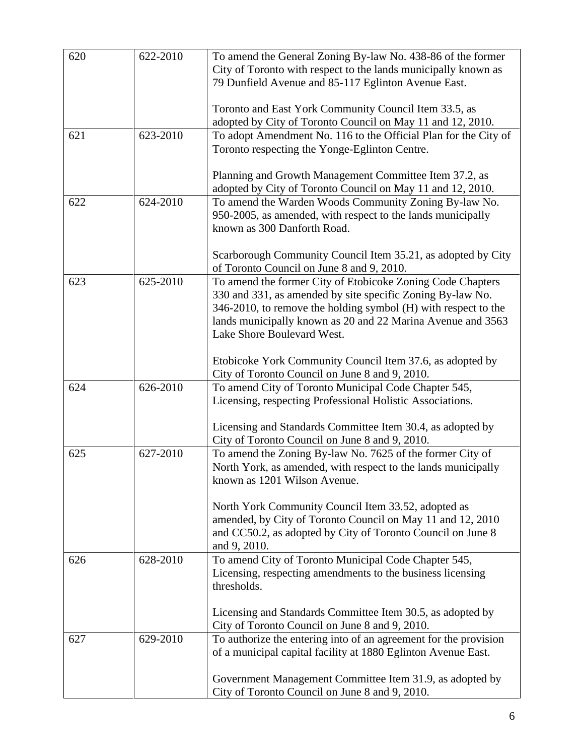| 620 | 622-2010 | To amend the General Zoning By-law No. 438-86 of the former City of Toronto with respect to the lands municipally known as 79 Dunfield Avenue and 85-117 Eglinton Avenue East.<br><br>Toronto and East York Community Council Item 33.5, as adopted by City of Toronto Council on May 11 and 12, 2010. |
|---|---|---|
| 621 | 623-2010 | To adopt Amendment No. 116 to the Official Plan for the City of Toronto respecting the Yonge-Eglinton Centre.<br><br>Planning and Growth Management Committee Item 37.2, as adopted by City of Toronto Council on May 11 and 12, 2010. |
| 622 | 624-2010 | To amend the Warden Woods Community Zoning By-law No. 950-2005, as amended, with respect to the lands municipally known as 300 Danforth Road.<br><br>Scarborough Community Council Item 35.21, as adopted by City of Toronto Council on June 8 and 9, 2010. |
| 623 | 625-2010 | To amend the former City of Etobicoke Zoning Code Chapters 330 and 331, as amended by site specific Zoning By-law No. 346-2010, to remove the holding symbol (H) with respect to the lands municipally known as 20 and 22 Marina Avenue and 3563 Lake Shore Boulevard West.<br><br>Etobicoke York Community Council Item 37.6, as adopted by City of Toronto Council on June 8 and 9, 2010. |
| 624 | 626-2010 | To amend City of Toronto Municipal Code Chapter 545, Licensing, respecting Professional Holistic Associations.<br><br>Licensing and Standards Committee Item 30.4, as adopted by City of Toronto Council on June 8 and 9, 2010. |
| 625 | 627-2010 | To amend the Zoning By-law No. 7625 of the former City of North York, as amended, with respect to the lands municipally known as 1201 Wilson Avenue.<br><br>North York Community Council Item 33.52, adopted as amended, by City of Toronto Council on May 11 and 12, 2010 and CC50.2, as adopted by City of Toronto Council on June 8 and 9, 2010. |
| 626 | 628-2010 | To amend City of Toronto Municipal Code Chapter 545, Licensing, respecting amendments to the business licensing thresholds.<br><br>Licensing and Standards Committee Item 30.5, as adopted by City of Toronto Council on June 8 and 9, 2010. |
| 627 | 629-2010 | To authorize the entering into of an agreement for the provision of a municipal capital facility at 1880 Eglinton Avenue East.<br><br>Government Management Committee Item 31.9, as adopted by City of Toronto Council on June 8 and 9, 2010. |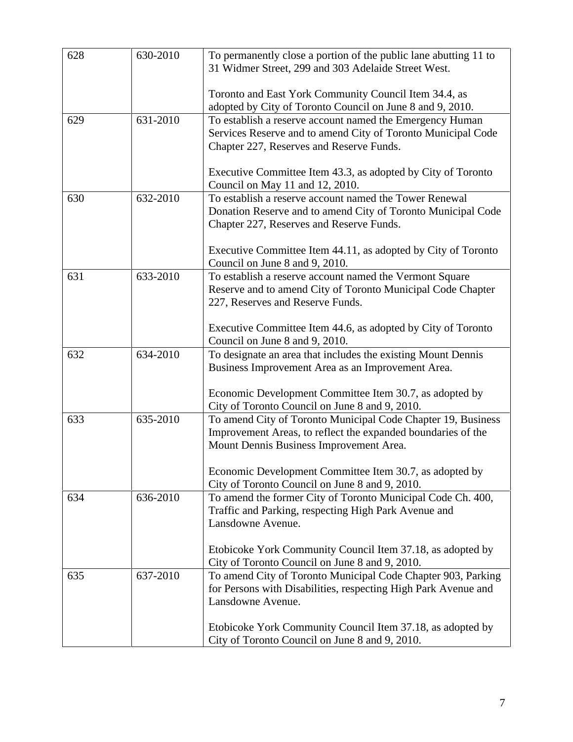| | | |
|---|---|---|
| 628 | 630-2010 | To permanently close a portion of the public lane abutting 11 to 31 Widmer Street, 299 and 303 Adelaide Street West.<br><br>Toronto and East York Community Council Item 34.4, as adopted by City of Toronto Council on June 8 and 9, 2010. |
| 629 | 631-2010 | To establish a reserve account named the Emergency Human Services Reserve and to amend City of Toronto Municipal Code Chapter 227, Reserves and Reserve Funds.<br><br>Executive Committee Item 43.3, as adopted by City of Toronto Council on May 11 and 12, 2010. |
| 630 | 632-2010 | To establish a reserve account named the Tower Renewal Donation Reserve and to amend City of Toronto Municipal Code Chapter 227, Reserves and Reserve Funds.<br><br>Executive Committee Item 44.11, as adopted by City of Toronto Council on June 8 and 9, 2010. |
| 631 | 633-2010 | To establish a reserve account named the Vermont Square Reserve and to amend City of Toronto Municipal Code Chapter 227, Reserves and Reserve Funds.<br><br>Executive Committee Item 44.6, as adopted by City of Toronto Council on June 8 and 9, 2010. |
| 632 | 634-2010 | To designate an area that includes the existing Mount Dennis Business Improvement Area as an Improvement Area.<br><br>Economic Development Committee Item 30.7, as adopted by City of Toronto Council on June 8 and 9, 2010. |
| 633 | 635-2010 | To amend City of Toronto Municipal Code Chapter 19, Business Improvement Areas, to reflect the expanded boundaries of the Mount Dennis Business Improvement Area.<br><br>Economic Development Committee Item 30.7, as adopted by City of Toronto Council on June 8 and 9, 2010. |
| 634 | 636-2010 | To amend the former City of Toronto Municipal Code Ch. 400, Traffic and Parking, respecting High Park Avenue and Lansdowne Avenue.<br><br>Etobicoke York Community Council Item 37.18, as adopted by City of Toronto Council on June 8 and 9, 2010. |
| 635 | 637-2010 | To amend City of Toronto Municipal Code Chapter 903, Parking for Persons with Disabilities, respecting High Park Avenue and Lansdowne Avenue.<br><br>Etobicoke York Community Council Item 37.18, as adopted by City of Toronto Council on June 8 and 9, 2010. |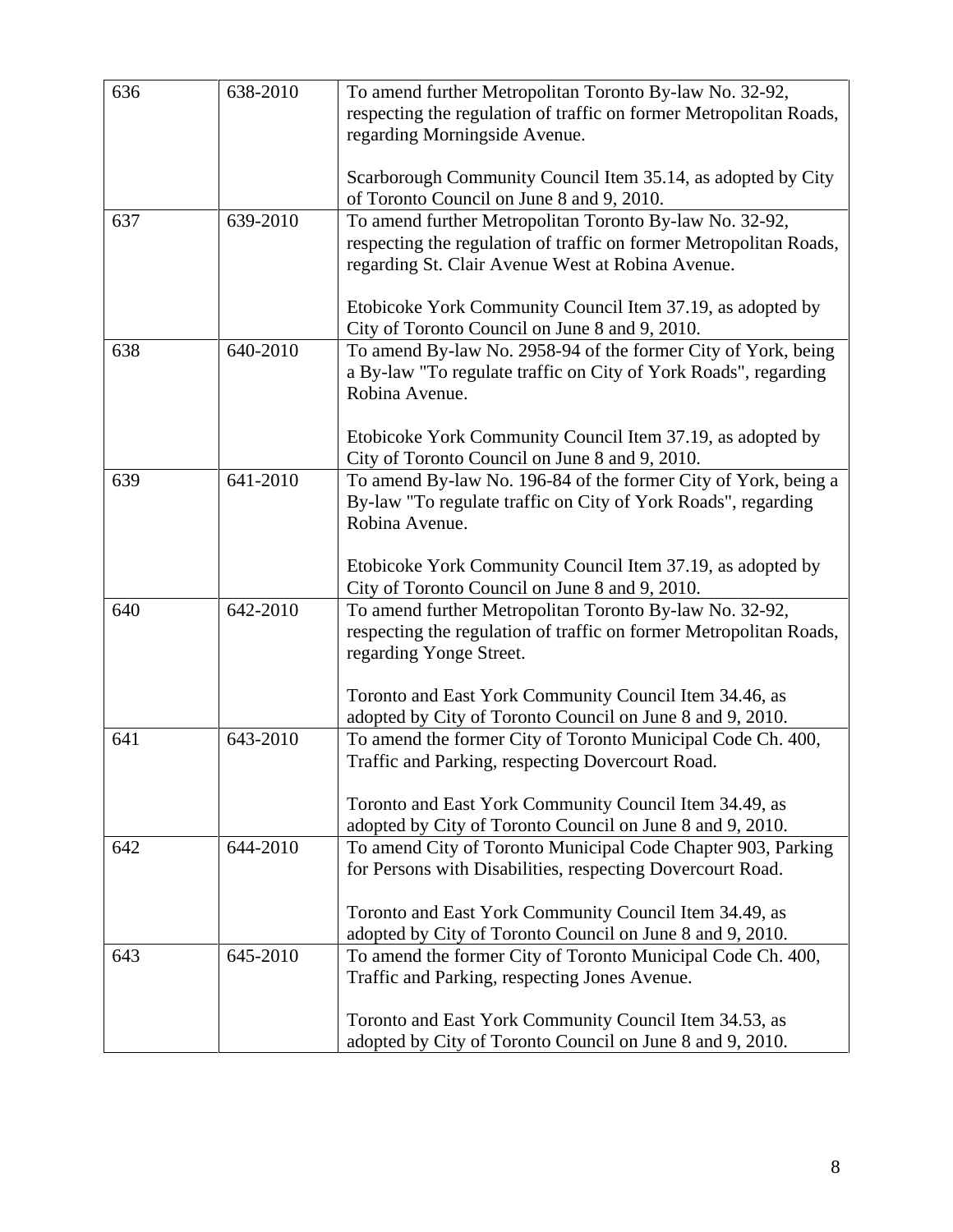| | | |
|---|---|---|
| 636 | 638-2010 | To amend further Metropolitan Toronto By-law No. 32-92, respecting the regulation of traffic on former Metropolitan Roads, regarding Morningside Avenue.<br><br>Scarborough Community Council Item 35.14, as adopted by City of Toronto Council on June 8 and 9, 2010. |
| 637 | 639-2010 | To amend further Metropolitan Toronto By-law No. 32-92, respecting the regulation of traffic on former Metropolitan Roads, regarding St. Clair Avenue West at Robina Avenue.<br><br>Etobicoke York Community Council Item 37.19, as adopted by City of Toronto Council on June 8 and 9, 2010. |
| 638 | 640-2010 | To amend By-law No. 2958-94 of the former City of York, being a By-law "To regulate traffic on City of York Roads", regarding Robina Avenue.<br><br>Etobicoke York Community Council Item 37.19, as adopted by City of Toronto Council on June 8 and 9, 2010. |
| 639 | 641-2010 | To amend By-law No. 196-84 of the former City of York, being a By-law "To regulate traffic on City of York Roads", regarding Robina Avenue.<br><br>Etobicoke York Community Council Item 37.19, as adopted by City of Toronto Council on June 8 and 9, 2010. |
| 640 | 642-2010 | To amend further Metropolitan Toronto By-law No. 32-92, respecting the regulation of traffic on former Metropolitan Roads, regarding Yonge Street.<br><br>Toronto and East York Community Council Item 34.46, as adopted by City of Toronto Council on June 8 and 9, 2010. |
| 641 | 643-2010 | To amend the former City of Toronto Municipal Code Ch. 400, Traffic and Parking, respecting Dovercourt Road.<br><br>Toronto and East York Community Council Item 34.49, as adopted by City of Toronto Council on June 8 and 9, 2010. |
| 642 | 644-2010 | To amend City of Toronto Municipal Code Chapter 903, Parking for Persons with Disabilities, respecting Dovercourt Road.<br><br>Toronto and East York Community Council Item 34.49, as adopted by City of Toronto Council on June 8 and 9, 2010. |
| 643 | 645-2010 | To amend the former City of Toronto Municipal Code Ch. 400, Traffic and Parking, respecting Jones Avenue.<br><br>Toronto and East York Community Council Item 34.53, as adopted by City of Toronto Council on June 8 and 9, 2010. |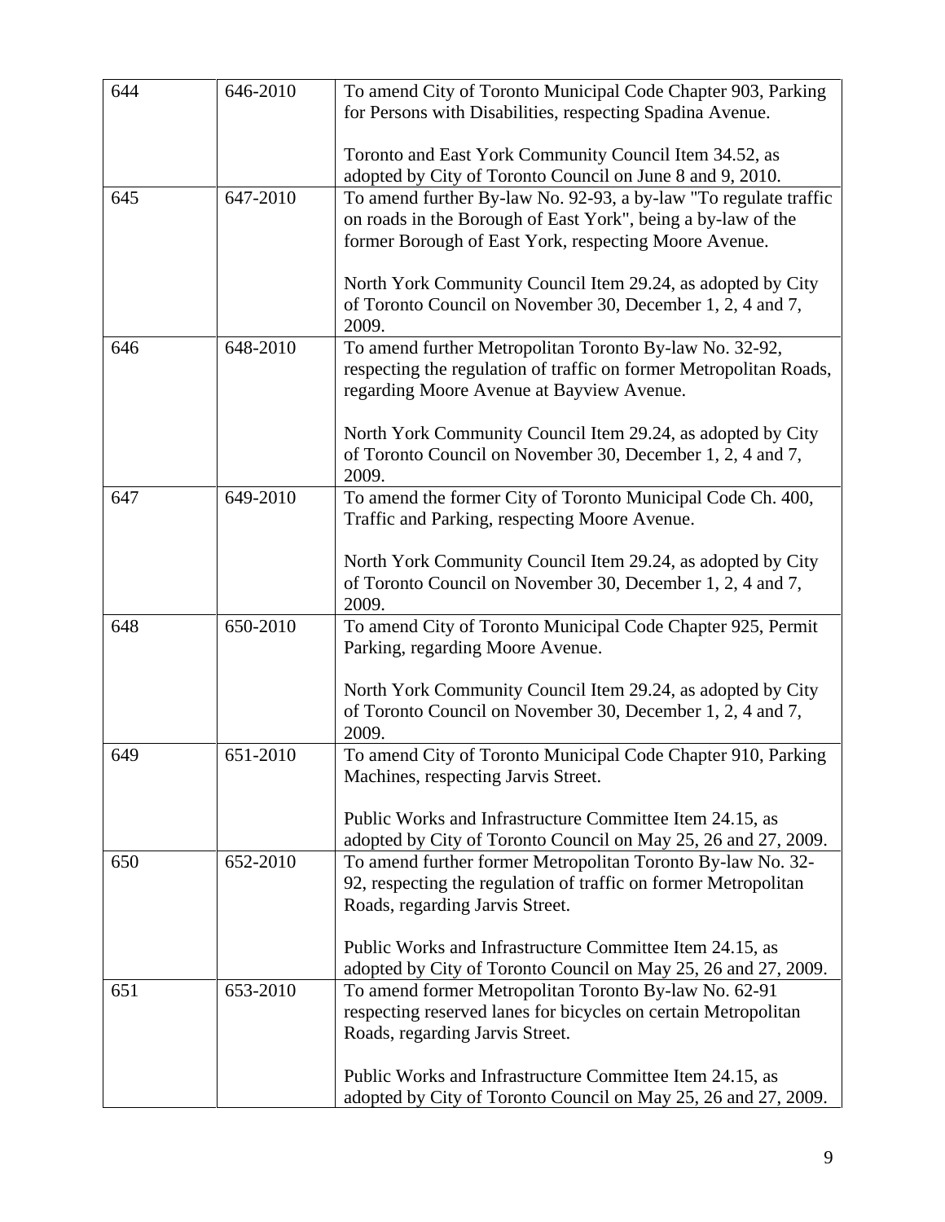| | | |
|---|---|---|
| 644 | 646-2010 | To amend City of Toronto Municipal Code Chapter 903, Parking for Persons with Disabilities, respecting Spadina Avenue.<br><br>Toronto and East York Community Council Item 34.52, as adopted by City of Toronto Council on June 8 and 9, 2010. |
| 645 | 647-2010 | To amend further By-law No. 92-93, a by-law "To regulate traffic on roads in the Borough of East York", being a by-law of the former Borough of East York, respecting Moore Avenue.<br><br>North York Community Council Item 29.24, as adopted by City of Toronto Council on November 30, December 1, 2, 4 and 7, 2009. |
| 646 | 648-2010 | To amend further Metropolitan Toronto By-law No. 32-92, respecting the regulation of traffic on former Metropolitan Roads, regarding Moore Avenue at Bayview Avenue.<br><br>North York Community Council Item 29.24, as adopted by City of Toronto Council on November 30, December 1, 2, 4 and 7, 2009. |
| 647 | 649-2010 | To amend the former City of Toronto Municipal Code Ch. 400, Traffic and Parking, respecting Moore Avenue.<br><br>North York Community Council Item 29.24, as adopted by City of Toronto Council on November 30, December 1, 2, 4 and 7, 2009. |
| 648 | 650-2010 | To amend City of Toronto Municipal Code Chapter 925, Permit Parking, regarding Moore Avenue.<br><br>North York Community Council Item 29.24, as adopted by City of Toronto Council on November 30, December 1, 2, 4 and 7, 2009. |
| 649 | 651-2010 | To amend City of Toronto Municipal Code Chapter 910, Parking Machines, respecting Jarvis Street.<br><br>Public Works and Infrastructure Committee Item 24.15, as adopted by City of Toronto Council on May 25, 26 and 27, 2009. |
| 650 | 652-2010 | To amend further former Metropolitan Toronto By-law No. 32-92, respecting the regulation of traffic on former Metropolitan Roads, regarding Jarvis Street.<br><br>Public Works and Infrastructure Committee Item 24.15, as adopted by City of Toronto Council on May 25, 26 and 27, 2009. |
| 651 | 653-2010 | To amend former Metropolitan Toronto By-law No. 62-91 respecting reserved lanes for bicycles on certain Metropolitan Roads, regarding Jarvis Street.<br><br>Public Works and Infrastructure Committee Item 24.15, as adopted by City of Toronto Council on May 25, 26 and 27, 2009. |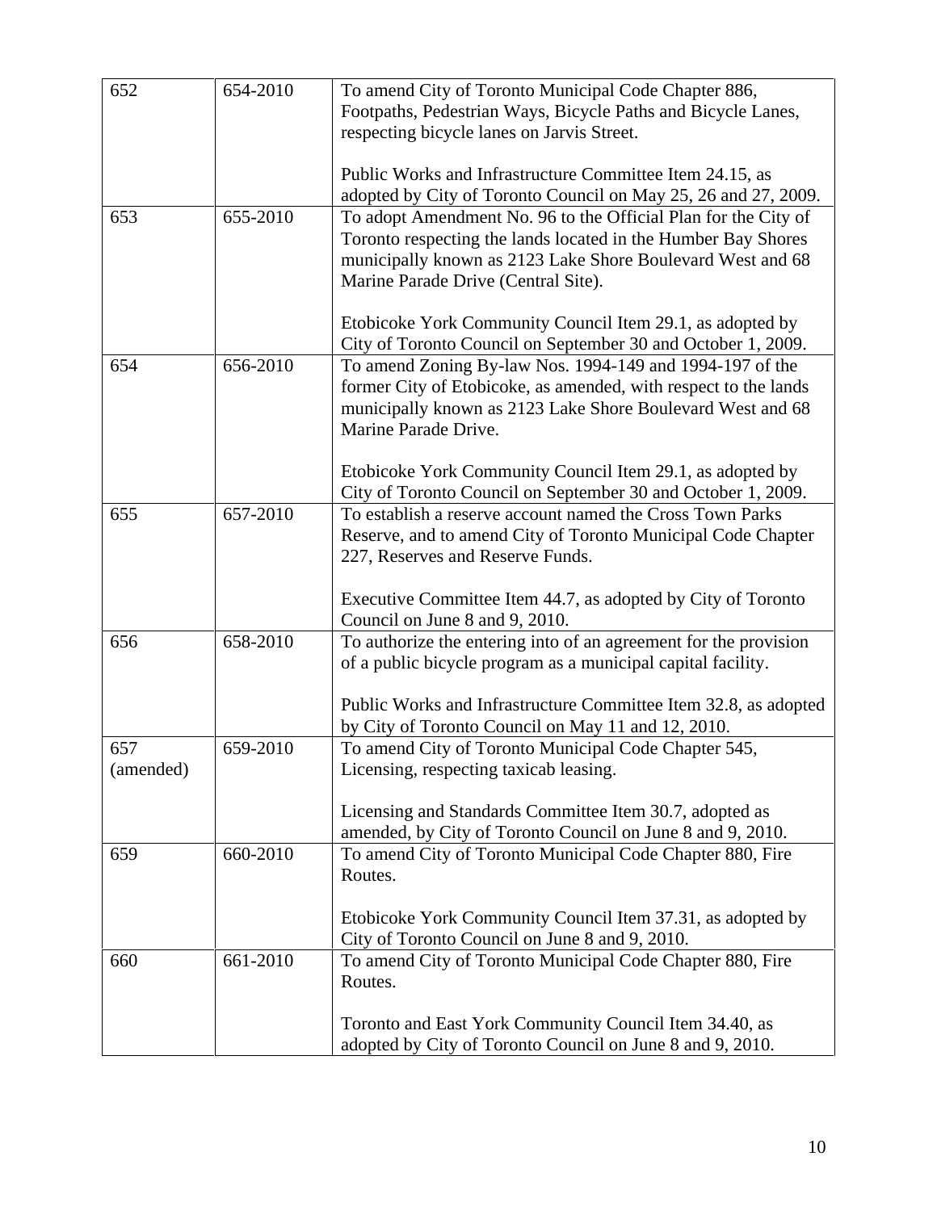| | | |
|---|---|---|
| 652 | 654-2010 | To amend City of Toronto Municipal Code Chapter 886, Footpaths, Pedestrian Ways, Bicycle Paths and Bicycle Lanes, respecting bicycle lanes on Jarvis Street.<br><br>Public Works and Infrastructure Committee Item 24.15, as adopted by City of Toronto Council on May 25, 26 and 27, 2009. |
| 653 | 655-2010 | To adopt Amendment No. 96 to the Official Plan for the City of Toronto respecting the lands located in the Humber Bay Shores municipally known as 2123 Lake Shore Boulevard West and 68 Marine Parade Drive (Central Site).<br><br>Etobicoke York Community Council Item 29.1, as adopted by City of Toronto Council on September 30 and October 1, 2009. |
| 654 | 656-2010 | To amend Zoning By-law Nos. 1994-149 and 1994-197 of the former City of Etobicoke, as amended, with respect to the lands municipally known as 2123 Lake Shore Boulevard West and 68 Marine Parade Drive.<br><br>Etobicoke York Community Council Item 29.1, as adopted by City of Toronto Council on September 30 and October 1, 2009. |
| 655 | 657-2010 | To establish a reserve account named the Cross Town Parks Reserve, and to amend City of Toronto Municipal Code Chapter 227, Reserves and Reserve Funds.<br><br>Executive Committee Item 44.7, as adopted by City of Toronto Council on June 8 and 9, 2010. |
| 656 | 658-2010 | To authorize the entering into of an agreement for the provision of a public bicycle program as a municipal capital facility.<br><br>Public Works and Infrastructure Committee Item 32.8, as adopted by City of Toronto Council on May 11 and 12, 2010. |
| 657 (amended) | 659-2010 | To amend City of Toronto Municipal Code Chapter 545, Licensing, respecting taxicab leasing.<br><br>Licensing and Standards Committee Item 30.7, adopted as amended, by City of Toronto Council on June 8 and 9, 2010. |
| 659 | 660-2010 | To amend City of Toronto Municipal Code Chapter 880, Fire Routes.<br><br>Etobicoke York Community Council Item 37.31, as adopted by City of Toronto Council on June 8 and 9, 2010. |
| 660 | 661-2010 | To amend City of Toronto Municipal Code Chapter 880, Fire Routes.<br><br>Toronto and East York Community Council Item 34.40, as adopted by City of Toronto Council on June 8 and 9, 2010. |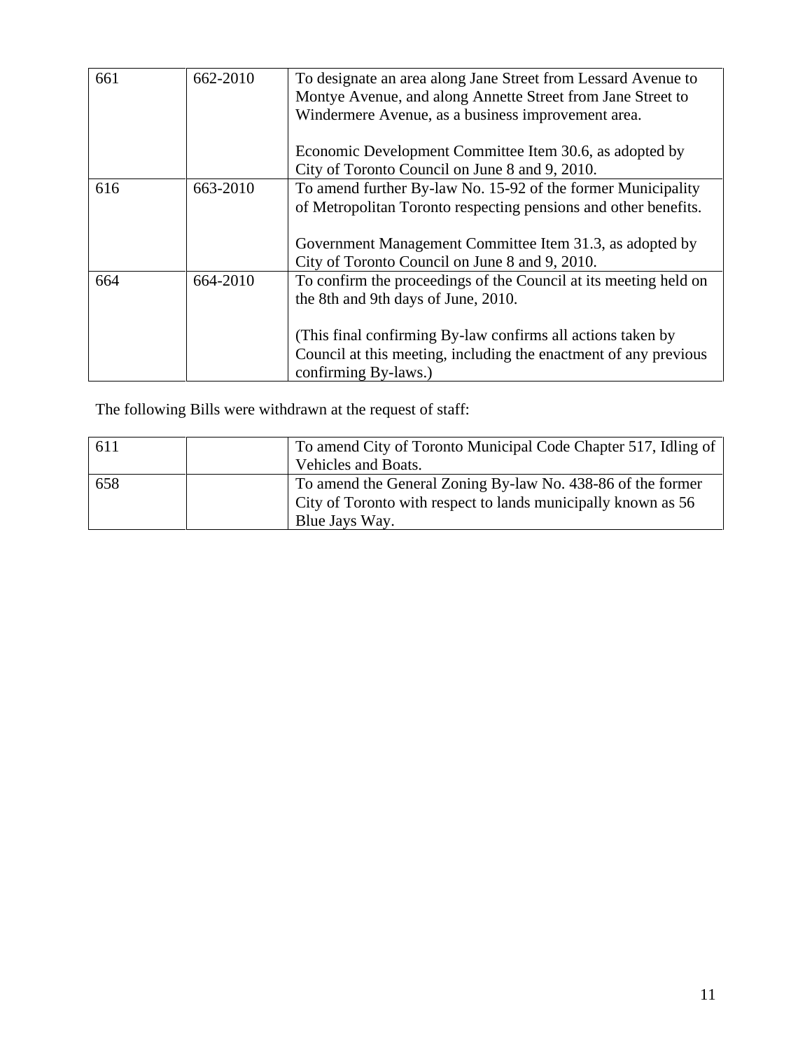| | | |
|---|---|---|
| 661 | 662-2010 | To designate an area along Jane Street from Lessard Avenue to Montye Avenue, and along Annette Street from Jane Street to Windermere Avenue, as a business improvement area.<br><br>Economic Development Committee Item 30.6, as adopted by City of Toronto Council on June 8 and 9, 2010. |
| 616 | 663-2010 | To amend further By-law No. 15-92 of the former Municipality of Metropolitan Toronto respecting pensions and other benefits.<br><br>Government Management Committee Item 31.3, as adopted by City of Toronto Council on June 8 and 9, 2010. |
| 664 | 664-2010 | To confirm the proceedings of the Council at its meeting held on the 8th and 9th days of June, 2010.<br><br>(This final confirming By-law confirms all actions taken by Council at this meeting, including the enactment of any previous confirming By-laws.) |

The following Bills were withdrawn at the request of staff:

| | | |
|---|---|---|
| 611 | | To amend City of Toronto Municipal Code Chapter 517, Idling of Vehicles and Boats. |
| 658 | | To amend the General Zoning By-law No. 438-86 of the former City of Toronto with respect to lands municipally known as 56 Blue Jays Way. |